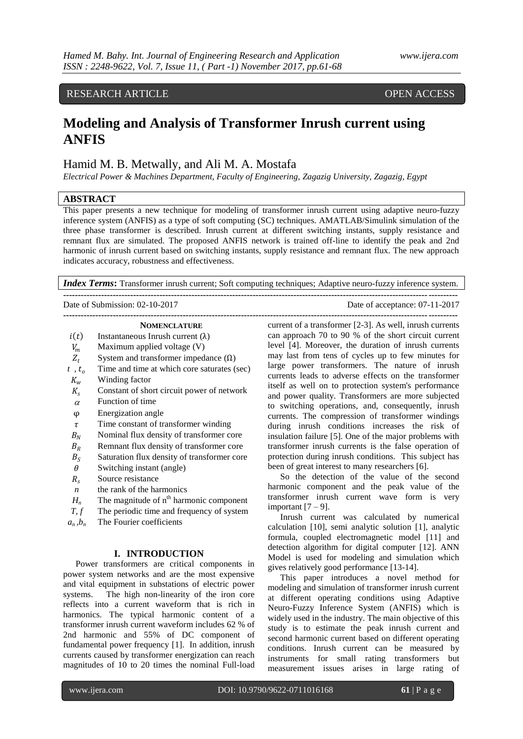RESEARCH ARTICLE OPEN ACCESS

# Modeling and Analysis of Transformer Inrush current using ANFIS

## Hamid M. B. Metwally, and Ali M. A. Mostafa

*Electrical Power & Machines Department, Faculty of Engineering, Zagazig University, Zagazig, Egypt*

## ABSTRACT

This paper presents a new technique for modeling of transformer inrush current using adaptive neuro-fuzzy inference system (ANFIS) as a type of soft computing (SC) techniques. AMATLAB/Simulink simulation of the three phase transformer is described. Inrush current at different switching instants, supply resistance and remnant flux are simulated. The proposed ANFIS network is trained off-line to identify the peak and 2nd harmonic of inrush current based on switching instants, supply resistance and remnant flux. The new approach indicates accuracy, robustness and effectiveness.

***Index Terms*:** Transformer inrush current; Soft computing techniques; Adaptive neuro-fuzzy inference system.

Date of Submission: 02-10-2017 Date of acceptance: 07-11-2017

### NOMENCLATURE

| | |
|---|---|
| $i(t)$ | Instantaneous Inrush current (λ) |
| $V_m$ | Maximum applied voltage (V) |
| $Z_t$ | System and transformer impedance (Ω) |
| $t$ , $t_o$ | Time and time at which core saturates (sec) |
| $K_w$ | Winding factor |
| $K_s$ | Constant of short circuit power of network |
| $\alpha$ | Function of time |
| φ | Energization angle |
| $\tau$ | Time constant of transformer winding |
| $B_N$ | Nominal flux density of transformer core |
| $B_R$ | Remnant flux density of transformer core |
| $B_S$ | Saturation flux density of transformer core |
| $\theta$ | Switching instant (angle) |
| $R_s$ | Source resistance |
| $n$ | the rank of the harmonics |
| $H_n$ | The magnitude of n[th] harmonic component |
| $T, f$ | The periodic time and frequency of system |
| $a_n, b_n$ | The Fourier coefficients |

## I. INTRODUCTION

Power transformers are critical components in power system networks and are the most expensive and vital equipment in substations of electric power systems. The high non-linearity of the iron core reflects into a current waveform that is rich in harmonics. The typical harmonic content of a transformer inrush current waveform includes 62 % of 2nd harmonic and 55% of DC component of fundamental power frequency [1]. In addition, inrush currents caused by transformer energization can reach magnitudes of 10 to 20 times the nominal Full-load current of a transformer [2-3]. As well, inrush currents can approach 70 to 90 % of the short circuit current level [4]. Moreover, the duration of inrush currents may last from tens of cycles up to few minutes for large power transformers. The nature of inrush currents leads to adverse effects on the transformer itself as well on to protection system's performance and power quality. Transformers are more subjected to switching operations, and, consequently, inrush currents. The compression of transformer windings during inrush conditions increases the risk of insulation failure [5]. One of the major problems with transformer inrush currents is the false operation of protection during inrush conditions. This subject has been of great interest to many researchers [6].

So the detection of the value of the second harmonic component and the peak value of the transformer inrush current wave form is very important [7 – 9].

Inrush current was calculated by numerical calculation [10], semi analytic solution [1], analytic formula, coupled electromagnetic model [11] and detection algorithm for digital computer [12]. ANN Model is used for modeling and simulation which gives relatively good performance [13-14].

This paper introduces a novel method for modeling and simulation of transformer inrush current at different operating conditions using Adaptive Neuro-Fuzzy Inference System (ANFIS) which is widely used in the industry. The main objective of this study is to estimate the peak inrush current and second harmonic current based on different operating conditions. Inrush current can be measured by instruments for small rating transformers but measurement issues arises in large rating of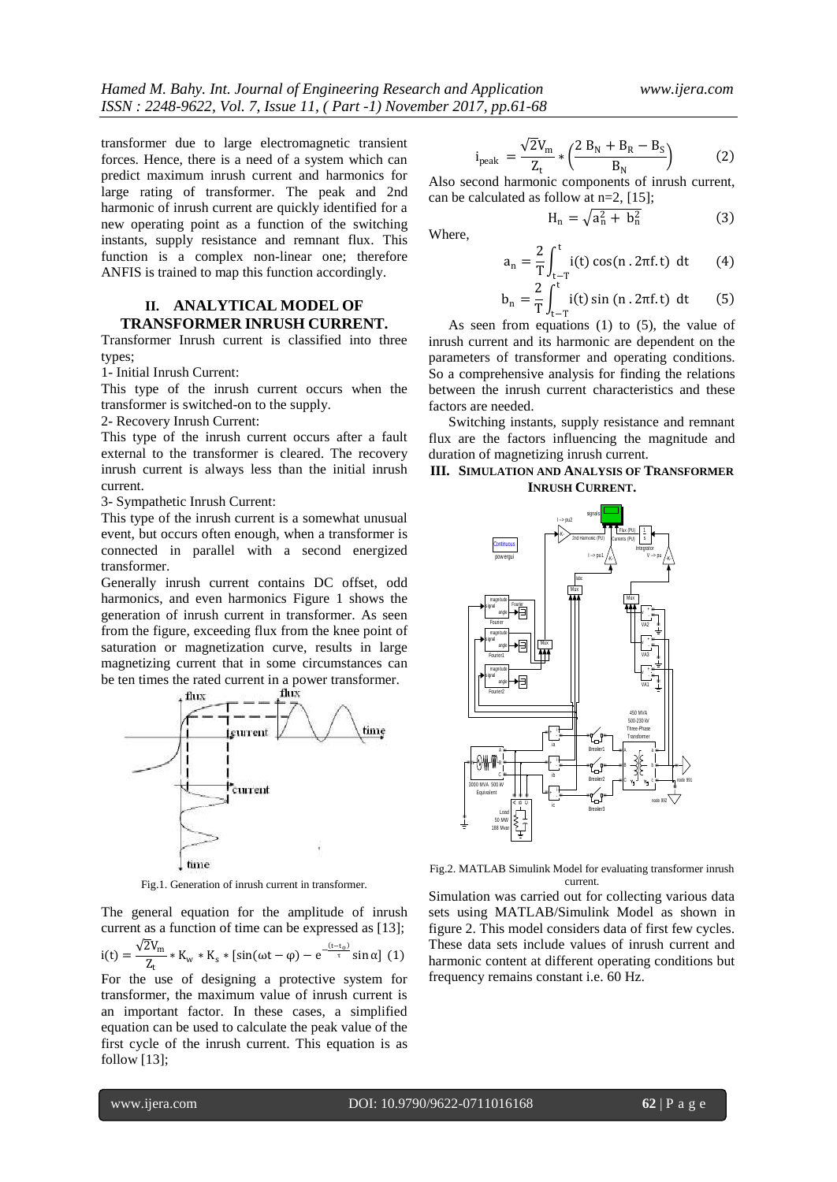transformer due to large electromagnetic transient forces. Hence, there is a need of a system which can predict maximum inrush current and harmonics for large rating of transformer. The peak and 2nd harmonic of inrush current are quickly identified for a new operating point as a function of the switching instants, supply resistance and remnant flux. This function is a complex non-linear one; therefore ANFIS is trained to map this function accordingly.

## II. ANALYTICAL MODEL OF TRANSFORMER INRUSH CURRENT.

Transformer Inrush current is classified into three types;

1- Initial Inrush Current:

This type of the inrush current occurs when the transformer is switched-on to the supply.

2- Recovery Inrush Current:

This type of the inrush current occurs after a fault external to the transformer is cleared. The recovery inrush current is always less than the initial inrush current.

3- Sympathetic Inrush Current:

This type of the inrush current is a somewhat unusual event, but occurs often enough, when a transformer is connected in parallel with a second energized transformer.

Generally inrush current contains DC offset, odd harmonics, and even harmonics Figure 1 shows the generation of inrush current in transformer. As seen from the figure, exceeding flux from the knee point of saturation or magnetization curve, results in large magnetizing current that in some circumstances can be ten times the rated current in a power transformer.

flux
flux
current
time
current
time

Fig.1. Generation of inrush current in transformer.

The general equation for the amplitude of inrush current as a function of time can be expressed as [13];

$$i(t) = \frac{\sqrt{2}V_m}{Z_t} * K_w * K_s * [\sin(\omega t - \varphi) - e^{-\frac{(t-t_0)}{\tau}} \sin\alpha] \quad (1)$$

For the use of designing a protective system for transformer, the maximum value of inrush current is an important factor. In these cases, a simplified equation can be used to calculate the peak value of the first cycle of the inrush current. This equation is as follow [13];

$$i_{peak} = \frac{\sqrt{2}V_m}{Z_t} * \left(\frac{2\,B_N + B_R - B_S}{B_N}\right) \quad (2)$$

Also second harmonic components of inrush current, can be calculated as follow at n=2, [15];

$$H_n = \sqrt{a_n^2 + b_n^2} \quad (3)$$

Where,

$$a_n = \frac{2}{T}\int_{t-T}^{t} i(t)\cos(n\,.\,2\pi f.t)\;dt \quad (4)$$

$$b_n = \frac{2}{T}\int_{t-T}^{t} i(t)\sin(n\,.\,2\pi f.t)\;dt \quad (5)$$

As seen from equations (1) to (5), the value of inrush current and its harmonic are dependent on the parameters of transformer and operating conditions. So a comprehensive analysis for finding the relations between the inrush current characteristics and these factors are needed.

Switching instants, supply resistance and remnant flux are the factors influencing the magnitude and duration of magnetizing inrush current.

## III. SIMULATION AND ANALYSIS OF TRANSFORMER INRUSH CURRENT.

Fig.2. MATLAB Simulink Model for evaluating transformer inrush current.

Simulation was carried out for collecting various data sets using MATLAB/Simulink Model as shown in figure 2. This model considers data of first few cycles. These data sets include values of inrush current and harmonic content at different operating conditions but frequency remains constant i.e. 60 Hz.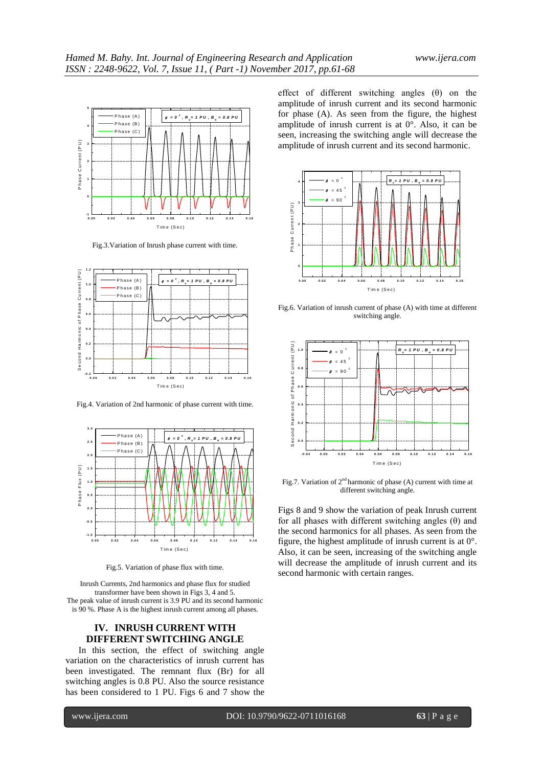Phase (A)
Phase (B)
Phase (C)
$\theta = 0°$, $R_s = 1$ PU, $B_R = 0.8$ PU
Phase Current (PU)
Time (Sec)

Fig.3.Variation of Inrush phase current with time.

Phase (A)
Phase (B)
Phase (C)
$\theta = 0°$, $R_s = 1$ PU, $B_R = 0.8$ PU
Second Harmonic of Phase Current (PU)
Time (Sec)

Fig.4. Variation of 2nd harmonic of phase current with time.

Phase (A)
Phase (B)
Phase (C)
$\theta = 0°$, $R_s = 1$ PU, $B_R = 0.8$ PU
Phase Flux (PU)
Time (Sec)

Fig.5. Variation of phase flux with time.

Inrush Currents, 2nd harmonics and phase flux for studied transformer have been shown in Figs 3, 4 and 5. The peak value of inrush current is 3.9 PU and its second harmonic is 90 %. Phase A is the highest inrush current among all phases.

## IV. INRUSH CURRENT WITH DIFFERENT SWITCHING ANGLE

In this section, the effect of switching angle variation on the characteristics of inrush current has been investigated. The remnant flux (Br) for all switching angles is 0.8 PU. Also the source resistance has been considered to 1 PU. Figs 6 and 7 show the effect of different switching angles (θ) on the amplitude of inrush current and its second harmonic for phase (A). As seen from the figure, the highest amplitude of inrush current is at 0°. Also, it can be seen, increasing the switching angle will decrease the amplitude of inrush current and its second harmonic.

$\theta = 0°$
$\theta = 45°$
$\theta = 90°$
$R_s = 1$ PU, $B_R = 0.8$ PU
Phase Current (PU)
Time (Sec)

Fig.6. Variation of inrush current of phase (A) with time at different switching angle.

$\theta = 0°$
$\theta = 45°$
$\theta = 90°$
$R_s = 1$ PU, $B_R = 0.8$ PU
Second Harmonic of Phase Current (PU)
Time (Sec)

Fig.7. Variation of 2nd harmonic of phase (A) current with time at different switching angle.

Figs 8 and 9 show the variation of peak Inrush current for all phases with different switching angles (θ) and the second harmonics for all phases. As seen from the figure, the highest amplitude of inrush current is at 0°. Also, it can be seen, increasing of the switching angle will decrease the amplitude of inrush current and its second harmonic with certain ranges.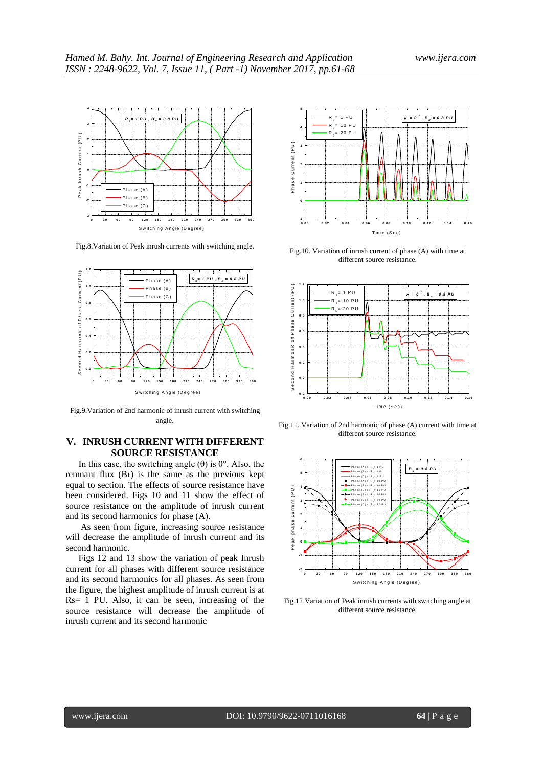$R_s$ = 1 PU , $B_R$ = 0.8 PU

Phase (A)
Phase (B)
Phase (C)

Peak Inrush Current (PU)

Switching Angle (Degree)

Fig.8.Variation of Peak inrush currents with switching angle.

Phase (A)
Phase (B)
Phase (C)

$R_s$ = 1 PU , $B_R$ = 0.8 PU

Second Harmonic of Phase Current (PU)

Switching Angle (Degree)

Fig.9.Variation of 2nd harmonic of inrush current with switching angle.

## V. INRUSH CURRENT WITH DIFFERENT SOURCE RESISTANCE

In this case, the switching angle (θ) is 0°. Also, the remnant flux (Br) is the same as the previous kept equal to section. The effects of source resistance have been considered. Figs 10 and 11 show the effect of source resistance on the amplitude of inrush current and its second harmonics for phase (A).

As seen from figure, increasing source resistance will decrease the amplitude of inrush current and its second harmonic.

Figs 12 and 13 show the variation of peak Inrush current for all phases with different source resistance and its second harmonics for all phases. As seen from the figure, the highest amplitude of inrush current is at Rs= 1 PU. Also, it can be seen, increasing of the source resistance will decrease the amplitude of inrush current and its second harmonic

$R_s$ = 1 PU
$R_s$ = 10 PU
$R_s$ = 20 PU

θ = 0° , $B_R$ = 0.8 PU

Phase Current (PU)

Time (Sec)

Fig.10. Variation of inrush current of phase (A) with time at different source resistance.

$R_s$ = 1 PU
$R_s$ = 10 PU
$R_s$ = 20 PU

θ = 0° , $B_R$ = 0.8 PU

Second Harmonic of Phase Current (PU)

Time (Sec)

Fig.11. Variation of 2nd harmonic of phase (A) current with time at different source resistance.

Phase (A) at $R_s$ = 1 PU
Phase (B) at $R_s$ = 1 PU
Phase (C) at $R_s$ = 1 PU
Phase (A) at $R_s$ = 10 PU
Phase (B) at $R_s$ = 10 PU
Phase (C) at $R_s$ = 10 PU
Phase (A) at $R_s$ = 20 PU
Phase (B) at $R_s$ = 20 PU
Phase (C) at $R_s$ = 20 PU

$B_R$ = 0.8 PU

Peak phase current (PU)

Switching Angle (Degree)

Fig.12.Variation of Peak inrush currents with switching angle at different source resistance.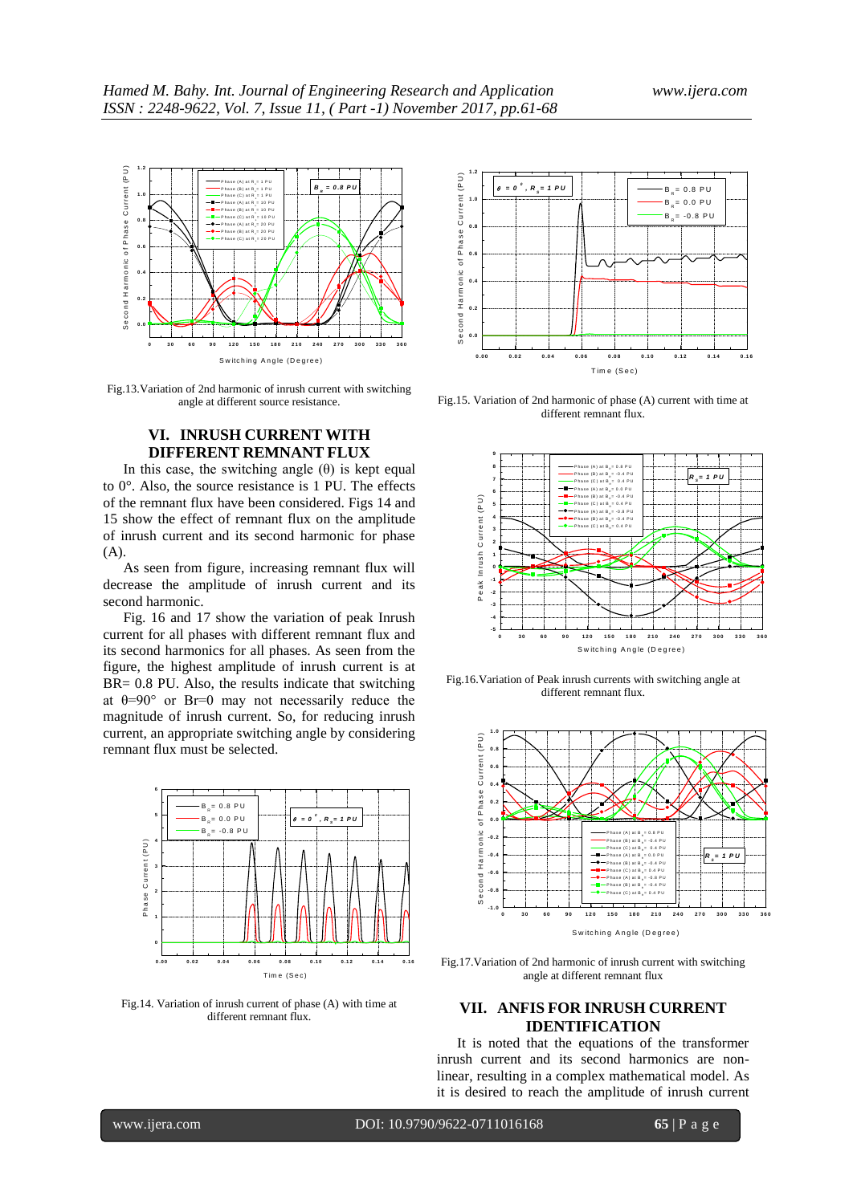Fig.13.Variation of 2nd harmonic of inrush current with switching angle at different source resistance.

## VI. INRUSH CURRENT WITH DIFFERENT REMNANT FLUX

In this case, the switching angle (θ) is kept equal to 0°. Also, the source resistance is 1 PU. The effects of the remnant flux have been considered. Figs 14 and 15 show the effect of remnant flux on the amplitude of inrush current and its second harmonic for phase (A).

As seen from figure, increasing remnant flux will decrease the amplitude of inrush current and its second harmonic.

Fig. 16 and 17 show the variation of peak Inrush current for all phases with different remnant flux and its second harmonics for all phases. As seen from the figure, the highest amplitude of inrush current is at BR= 0.8 PU. Also, the results indicate that switching at θ=90° or Br=0 may not necessarily reduce the magnitude of inrush current. So, for reducing inrush current, an appropriate switching angle by considering remnant flux must be selected.

Fig.14. Variation of inrush current of phase (A) with time at different remnant flux.

Fig.15. Variation of 2nd harmonic of phase (A) current with time at different remnant flux.

Fig.16.Variation of Peak inrush currents with switching angle at different remnant flux.

Fig.17.Variation of 2nd harmonic of inrush current with switching angle at different remnant flux

## VII. ANFIS FOR INRUSH CURRENT IDENTIFICATION

It is noted that the equations of the transformer inrush current and its second harmonics are non-linear, resulting in a complex mathematical model. As it is desired to reach the amplitude of inrush current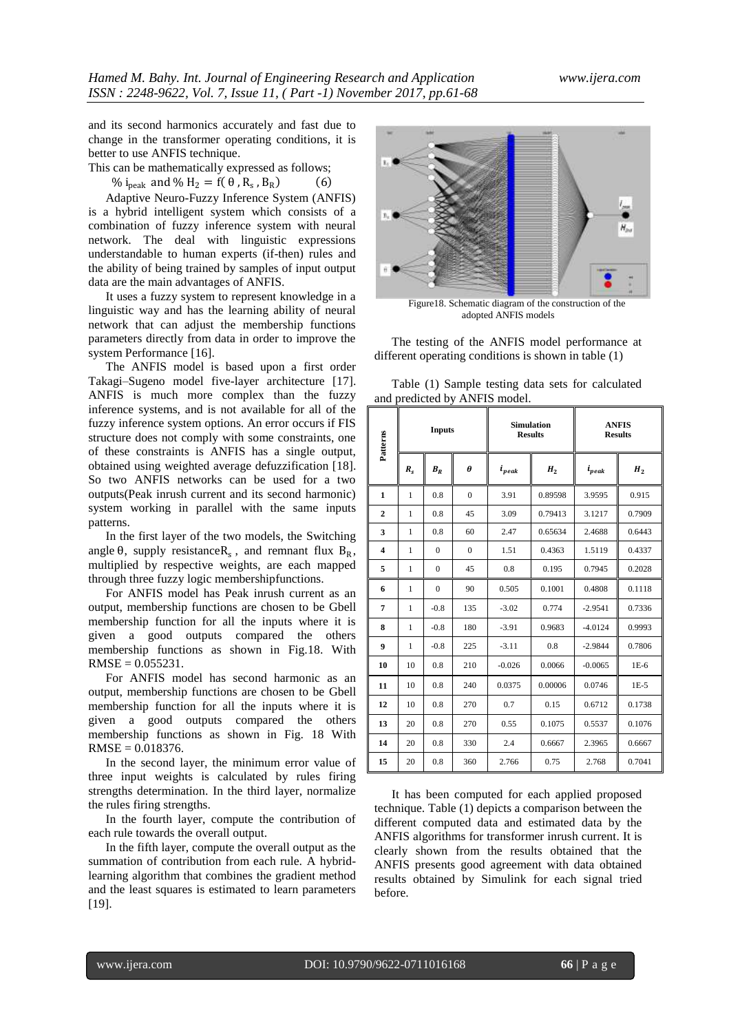and its second harmonics accurately and fast due to change in the transformer operating conditions, it is better to use ANFIS technique.

This can be mathematically expressed as follows;

$$\% \, i_{peak} \text{ and } \% \, H_2 = f(\theta, R_s, B_R) \qquad (6)$$

Adaptive Neuro-Fuzzy Inference System (ANFIS) is a hybrid intelligent system which consists of a combination of fuzzy inference system with neural network. The deal with linguistic expressions understandable to human experts (if-then) rules and the ability of being trained by samples of input output data are the main advantages of ANFIS.

It uses a fuzzy system to represent knowledge in a linguistic way and has the learning ability of neural network that can adjust the membership functions parameters directly from data in order to improve the system Performance [16].

The ANFIS model is based upon a first order Takagi–Sugeno model five-layer architecture [17]. ANFIS is much more complex than the fuzzy inference systems, and is not available for all of the fuzzy inference system options. An error occurs if FIS structure does not comply with some constraints, one of these constraints is ANFIS has a single output, obtained using weighted average defuzzification [18]. So two ANFIS networks can be used for a two outputs(Peak inrush current and its second harmonic) system working in parallel with the same inputs patterns.

In the first layer of the two models, the Switching angle $\theta$, supply resistance $R_s$, and remnant flux $B_R$, multiplied by respective weights, are each mapped through three fuzzy logic membershipfunctions.

For ANFIS model has Peak inrush current as an output, membership functions are chosen to be Gbell membership function for all the inputs where it is given a good outputs compared the others membership functions as shown in Fig.18. With RMSE = 0.055231.

For ANFIS model has second harmonic as an output, membership functions are chosen to be Gbell membership function for all the inputs where it is given a good outputs compared the others membership functions as shown in Fig. 18 With RMSE = 0.018376.

In the second layer, the minimum error value of three input weights is calculated by rules firing strengths determination. In the third layer, normalize the rules firing strengths.

In the fourth layer, compute the contribution of each rule towards the overall output.

In the fifth layer, compute the overall output as the summation of contribution from each rule. A hybrid-learning algorithm that combines the gradient method and the least squares is estimated to learn parameters [19].

Figure18. Schematic diagram of the construction of the adopted ANFIS models

The testing of the ANFIS model performance at different operating conditions is shown in table (1)

Table (1) Sample testing data sets for calculated and predicted by ANFIS model.

| Patterns | Inputs | | | Simulation Results | | ANFIS Results | |
|---|---|---|---|---|---|---|---|
| | $R_s$ | $B_R$ | $\theta$ | $i_{peak}$ | $H_2$ | $i_{peak}$ | $H_2$ |
| 1 | 1 | 0.8 | 0 | 3.91 | 0.89598 | 3.9595 | 0.915 |
| 2 | 1 | 0.8 | 45 | 3.09 | 0.79413 | 3.1217 | 0.7909 |
| 3 | 1 | 0.8 | 60 | 2.47 | 0.65634 | 2.4688 | 0.6443 |
| 4 | 1 | 0 | 0 | 1.51 | 0.4363 | 1.5119 | 0.4337 |
| 5 | 1 | 0 | 45 | 0.8 | 0.195 | 0.7945 | 0.2028 |
| 6 | 1 | 0 | 90 | 0.505 | 0.1001 | 0.4808 | 0.1118 |
| 7 | 1 | -0.8 | 135 | -3.02 | 0.774 | -2.9541 | 0.7336 |
| 8 | 1 | -0.8 | 180 | -3.91 | 0.9683 | -4.0124 | 0.9993 |
| 9 | 1 | -0.8 | 225 | -3.11 | 0.8 | -2.9844 | 0.7806 |
| 10 | 10 | 0.8 | 210 | -0.026 | 0.0066 | -0.0065 | 1E-6 |
| 11 | 10 | 0.8 | 240 | 0.0375 | 0.00006 | 0.0746 | 1E-5 |
| 12 | 10 | 0.8 | 270 | 0.7 | 0.15 | 0.6712 | 0.1738 |
| 13 | 20 | 0.8 | 270 | 0.55 | 0.1075 | 0.5537 | 0.1076 |
| 14 | 20 | 0.8 | 330 | 2.4 | 0.6667 | 2.3965 | 0.6667 |
| 15 | 20 | 0.8 | 360 | 2.766 | 0.75 | 2.768 | 0.7041 |

It has been computed for each applied proposed technique. Table (1) depicts a comparison between the different computed data and estimated data by the ANFIS algorithms for transformer inrush current. It is clearly shown from the results obtained that the ANFIS presents good agreement with data obtained results obtained by Simulink for each signal tried before.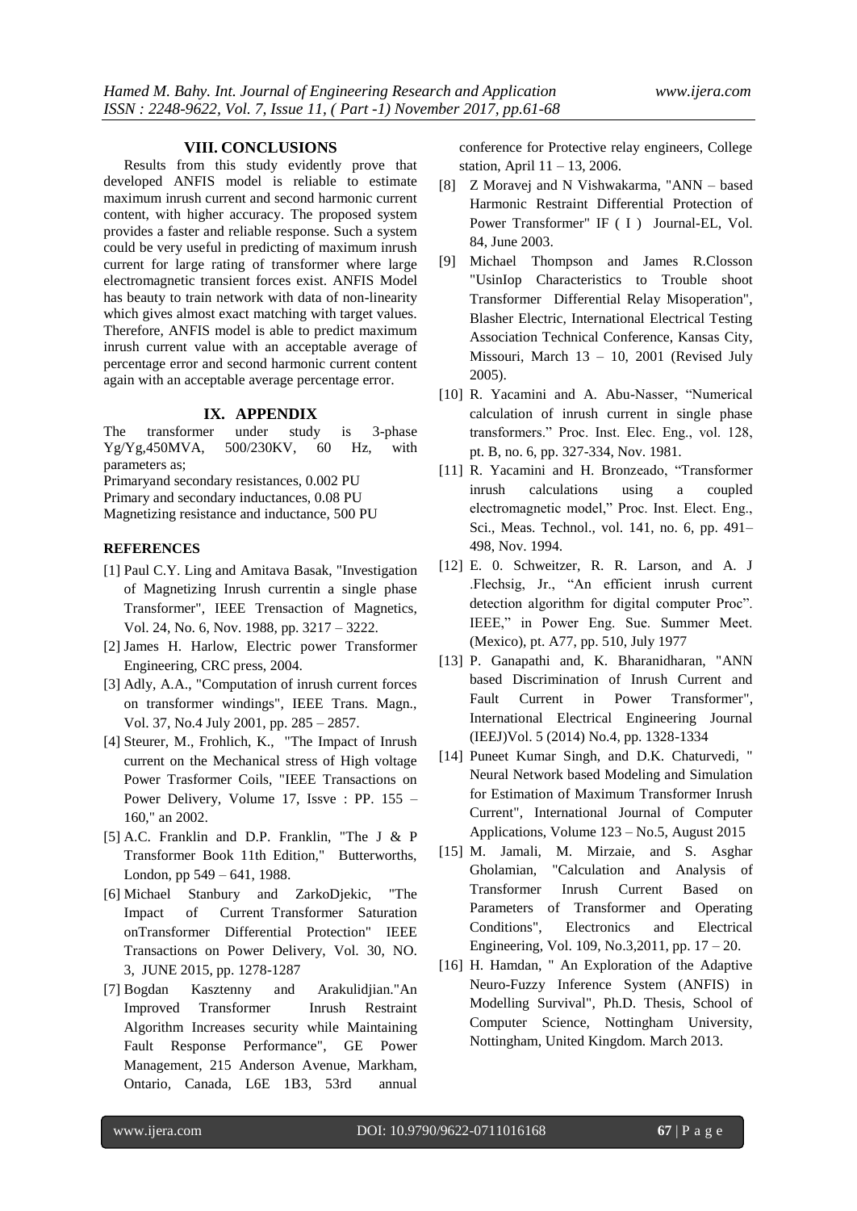## VIII. CONCLUSIONS

Results from this study evidently prove that developed ANFIS model is reliable to estimate maximum inrush current and second harmonic current content, with higher accuracy. The proposed system provides a faster and reliable response. Such a system could be very useful in predicting of maximum inrush current for large rating of transformer where large electromagnetic transient forces exist. ANFIS Model has beauty to train network with data of non-linearity which gives almost exact matching with target values. Therefore, ANFIS model is able to predict maximum inrush current value with an acceptable average of percentage error and second harmonic current content again with an acceptable average percentage error.

## IX. APPENDIX

The transformer under study is 3-phase Yg/Yg,450MVA, 500/230KV, 60 Hz, with parameters as;

Primaryand secondary resistances, 0.002 PU

Primary and secondary inductances, 0.08 PU

Magnetizing resistance and inductance, 500 PU

## REFERENCES

[1] Paul C.Y. Ling and Amitava Basak, "Investigation of Magnetizing Inrush currentin a single phase Transformer", IEEE Trensaction of Magnetics, Vol. 24, No. 6, Nov. 1988, pp. 3217 – 3222.

[2] James H. Harlow, Electric power Transformer Engineering, CRC press, 2004.

[3] Adly, A.A., "Computation of inrush current forces on transformer windings", IEEE Trans. Magn., Vol. 37, No.4 July 2001, pp. 285 – 2857.

[4] Steurer, M., Frohlich, K., "The Impact of Inrush current on the Mechanical stress of High voltage Power Trasformer Coils, "IEEE Transactions on Power Delivery, Volume 17, Issve : PP. 155 – 160," an 2002.

[5] A.C. Franklin and D.P. Franklin, "The J & P Transformer Book 11th Edition," Butterworths, London, pp 549 – 641, 1988.

[6] Michael Stanbury and ZarkoDjekic, "The Impact of Current Transformer Saturation onTransformer Differential Protection" IEEE Transactions on Power Delivery, Vol. 30, NO. 3, JUNE 2015, pp. 1278-1287

[7] Bogdan Kasztenny and Arakulidjian."An Improved Transformer Inrush Restraint Algorithm Increases security while Maintaining Fault Response Performance", GE Power Management, 215 Anderson Avenue, Markham, Ontario, Canada, L6E 1B3, 53rd annual conference for Protective relay engineers, College station, April 11 – 13, 2006.

[8] Z Moravej and N Vishwakarma, "ANN – based Harmonic Restraint Differential Protection of Power Transformer" IF ( I ) Journal-EL, Vol. 84, June 2003.

[9] Michael Thompson and James R.Closson "UsinIop Characteristics to Trouble shoot Transformer Differential Relay Misoperation", Blasher Electric, International Electrical Testing Association Technical Conference, Kansas City, Missouri, March 13 – 10, 2001 (Revised July 2005).

[10] R. Yacamini and A. Abu-Nasser, "Numerical calculation of inrush current in single phase transformers." Proc. Inst. Elec. Eng., vol. 128, pt. B, no. 6, pp. 327-334, Nov. 1981.

[11] R. Yacamini and H. Bronzeado, "Transformer inrush calculations using a coupled electromagnetic model," Proc. Inst. Elect. Eng., Sci., Meas. Technol., vol. 141, no. 6, pp. 491–498, Nov. 1994.

[12] E. 0. Schweitzer, R. R. Larson, and A. J .Flechsig, Jr., "An efficient inrush current detection algorithm for digital computer Proc". IEEE," in Power Eng. Sue. Summer Meet. (Mexico), pt. A77, pp. 510, July 1977

[13] P. Ganapathi and, K. Bharanidharan, "ANN based Discrimination of Inrush Current and Fault Current in Power Transformer", International Electrical Engineering Journal (IEEJ)Vol. 5 (2014) No.4, pp. 1328-1334

[14] Puneet Kumar Singh, and D.K. Chaturvedi, " Neural Network based Modeling and Simulation for Estimation of Maximum Transformer Inrush Current", International Journal of Computer Applications, Volume 123 – No.5, August 2015

[15] M. Jamali, M. Mirzaie, and S. Asghar Gholamian, "Calculation and Analysis of Transformer Inrush Current Based on Parameters of Transformer and Operating Conditions", Electronics and Electrical Engineering, Vol. 109, No.3,2011, pp. 17 – 20.

[16] H. Hamdan, " An Exploration of the Adaptive Neuro-Fuzzy Inference System (ANFIS) in Modelling Survival", Ph.D. Thesis, School of Computer Science, Nottingham University, Nottingham, United Kingdom. March 2013.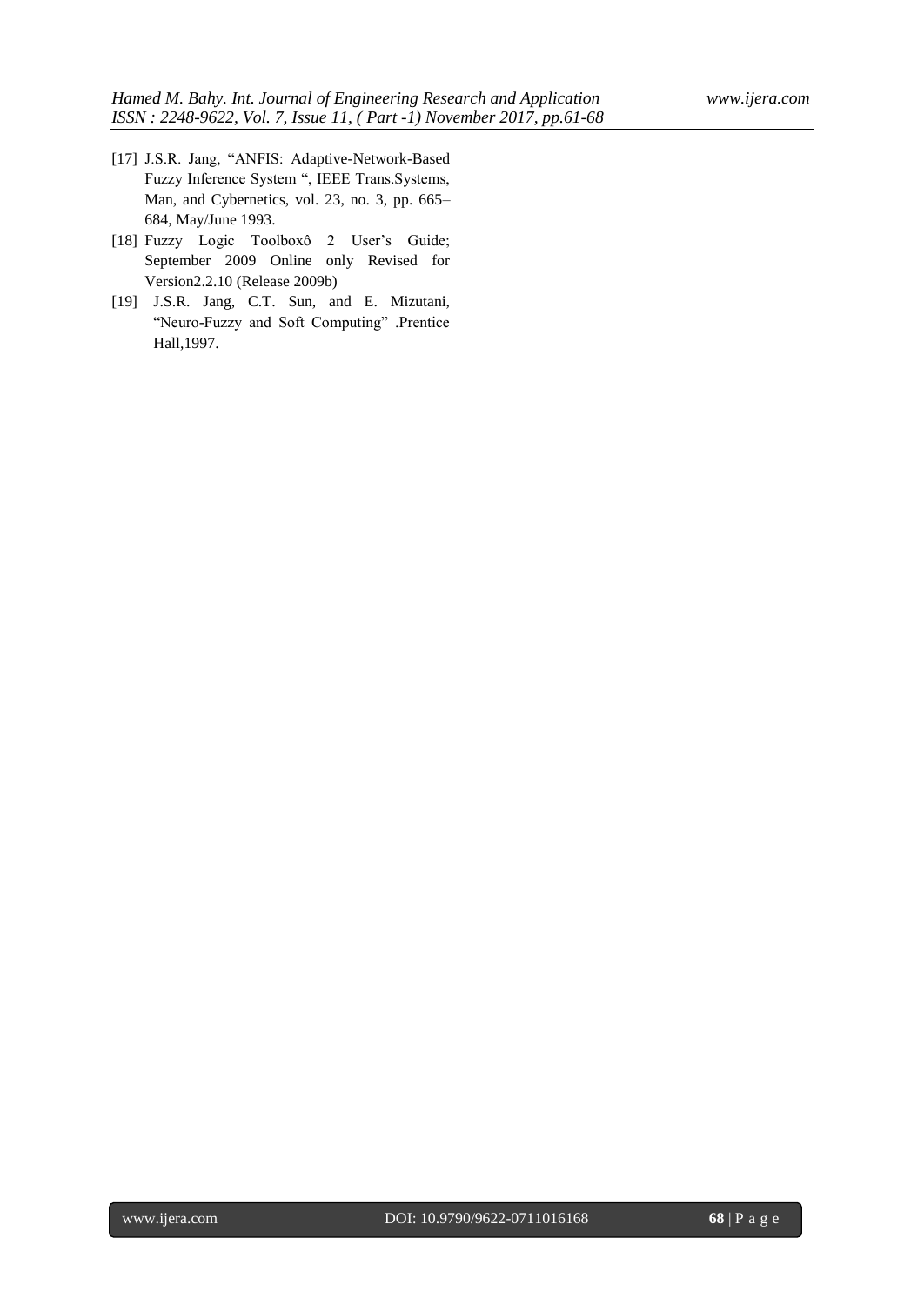[17] J.S.R. Jang, "ANFIS: Adaptive-Network-Based Fuzzy Inference System ", IEEE Trans.Systems, Man, and Cybernetics, vol. 23, no. 3, pp. 665–684, May/June 1993.

[18] Fuzzy Logic Toolboxô 2 User's Guide; September 2009 Online only Revised for Version2.2.10 (Release 2009b)

[19] J.S.R. Jang, C.T. Sun, and E. Mizutani, "Neuro-Fuzzy and Soft Computing" .Prentice Hall,1997.